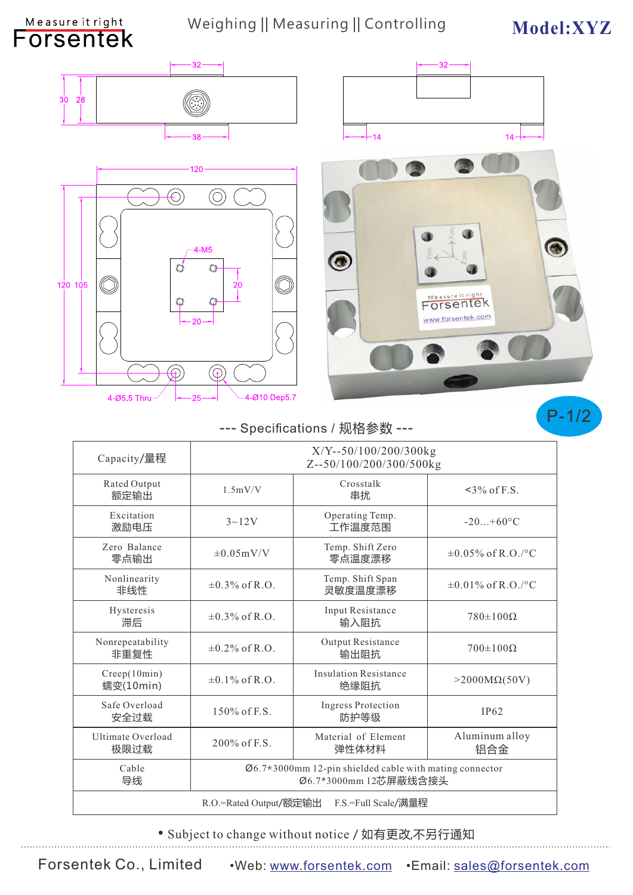Measure it right
Forsentek

Weighing || Measuring || Controlling

**Model:XYZ**

--- Specifications / 规格参数 ---

| Capacity/量程 | X/Y--50/100/200/300kg<br>Z--50/100/200/300/500kg | | |
|---|---|---|---|
| Rated Output<br>额定输出 | 1.5mV/V | Crosstalk<br>串扰 | <3% of F.S. |
| Excitation<br>激励电压 | 3~12V | Operating Temp.<br>工作温度范围 | -20...+60°C |
| Zero Balance<br>零点输出 | ±0.05mV/V | Temp. Shift Zero<br>零点温度漂移 | ±0.05% of R.O./°C |
| Nonlinearity<br>非线性 | ±0.3% of R.O. | Temp. Shift Span<br>灵敏度温度漂移 | ±0.01% of R.O./°C |
| Hysteresis<br>滞后 | ±0.3% of R.O. | Input Resistance<br>输入阻抗 | 780±100Ω |
| Nonrepeatability<br>非重复性 | ±0.2% of R.O. | Output Resistance<br>输出阻抗 | 700±100Ω |
| Creep(10min)<br>蠕变(10min) | ±0.1% of R.O. | Insulation Resistance<br>绝缘阻抗 | >2000MΩ(50V) |
| Safe Overload<br>安全过载 | 150% of F.S. | Ingress Protection<br>防护等级 | IP62 |
| Ultimate Overload<br>极限过载 | 200% of F.S. | Material of Element<br>弹性体材料 | Aluminum alloy<br>铝合金 |
| Cable<br>导线 | Ø6.7*3000mm 12-pin shielded cable with mating connector<br>Ø6.7*3000mm 12芯屏蔽线含接头 | | |
| R.O.=Rated Output/额定输出 F.S.=Full Scale/满量程 | | | |

• Subject to change without notice / 如有更改,不另行通知

Forsentek Co., Limited •Web: www.forsentek.com •Email: sales@forsentek.com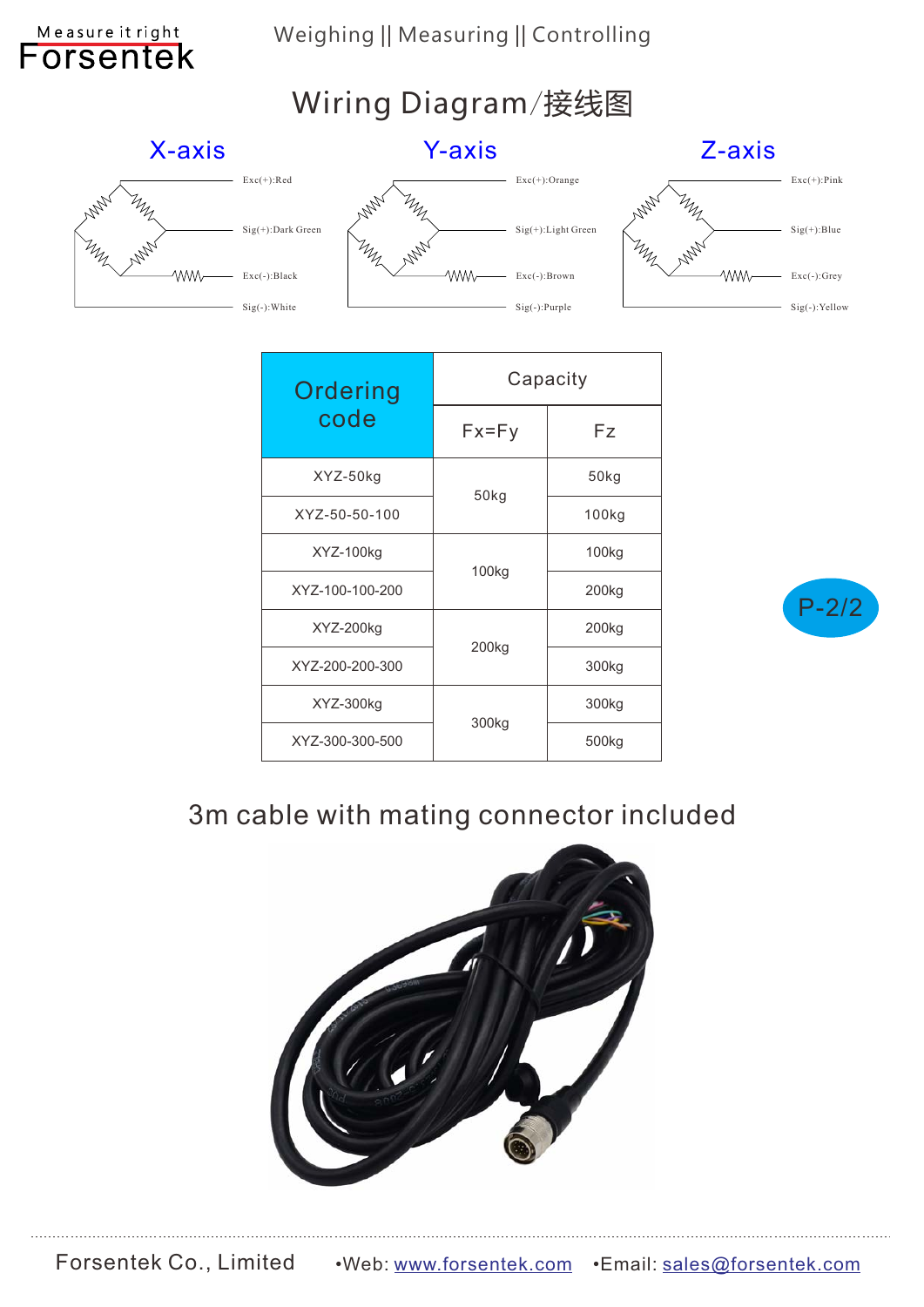## Wiring Diagram/接线图

### X-axis

Exc(+):Red

Sig(+):Dark Green

Exc(-):Black

Sig(-):White

### Y-axis

Exc(+):Orange

Sig(+):Light Green

Exc(-):Brown

Sig(-):Purple

### Z-axis

Exc(+):Pink

Sig(+):Blue

Exc(-):Grey

Sig(-):Yellow

| Ordering code | Capacity | |
|---|---|---|
| | Fx=Fy | Fz |
| XYZ-50kg | 50kg | 50kg |
| XYZ-50-50-100 | | 100kg |
| XYZ-100kg | 100kg | 100kg |
| XYZ-100-100-200 | | 200kg |
| XYZ-200kg | 200kg | 200kg |
| XYZ-200-200-300 | | 300kg |
| XYZ-300kg | 300kg | 300kg |
| XYZ-300-300-500 | | 500kg |

## 3m cable with mating connector included

Forsentek Co., Limited •Web: www.forsentek.com •Email: sales@forsentek.com